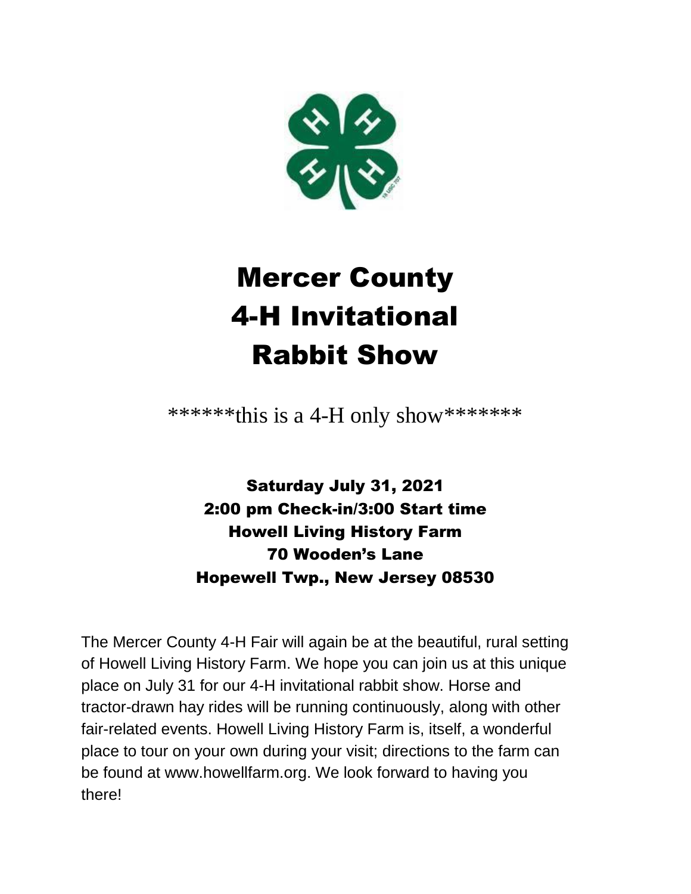# Mercer County 4-H Invitational Rabbit Show

******this is a 4-H only show*******

**Saturday July 31, 2021**
**2:00 pm Check-in/3:00 Start time**
**Howell Living History Farm**
**70 Wooden's Lane**
**Hopewell Twp., New Jersey 08530**

The Mercer County 4-H Fair will again be at the beautiful, rural setting of Howell Living History Farm. We hope you can join us at this unique place on July 31 for our 4-H invitational rabbit show. Horse and tractor-drawn hay rides will be running continuously, along with other fair-related events. Howell Living History Farm is, itself, a wonderful place to tour on your own during your visit; directions to the farm can be found at www.howellfarm.org. We look forward to having you there!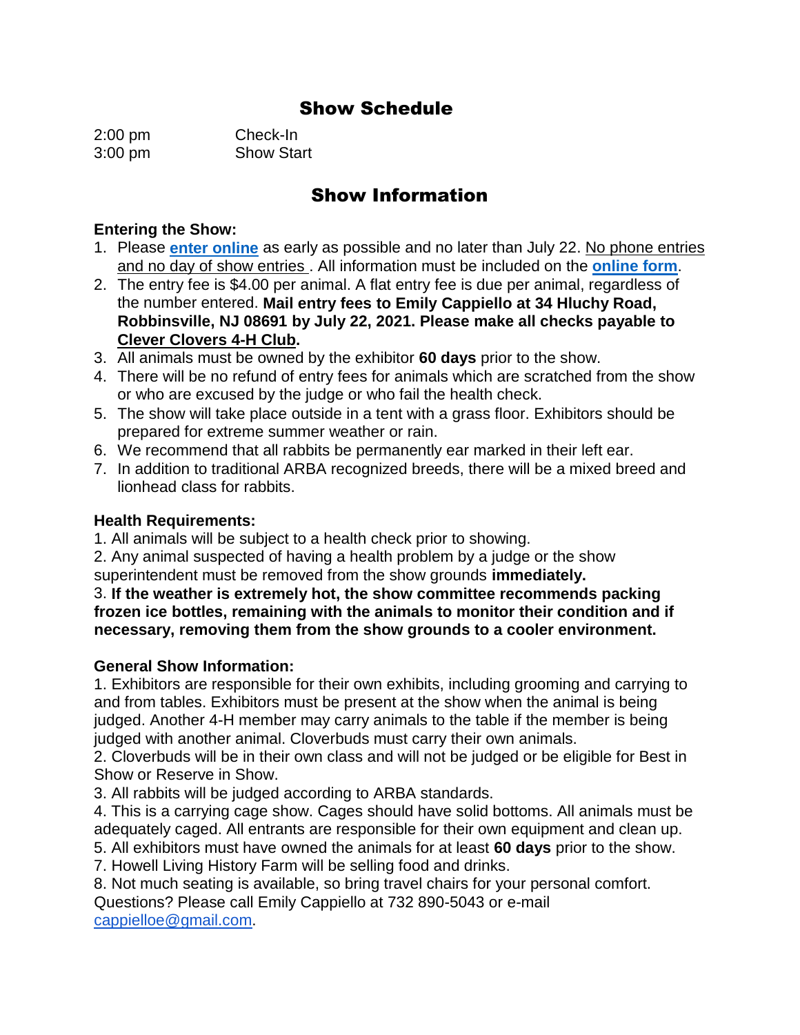## Show Schedule

| | |
|---|---|
| 2:00 pm | Check-In |
| 3:00 pm | Show Start |

## Show Information

**Entering the Show:**

1. Please **enter online** as early as possible and no later than July 22. No phone entries and no day of show entries . All information must be included on the **online form**.
2. The entry fee is $4.00 per animal. A flat entry fee is due per animal, regardless of the number entered. **Mail entry fees to Emily Cappiello at 34 Hluchy Road, Robbinsville, NJ 08691 by July 22, 2021. Please make all checks payable to Clever Clovers 4-H Club.**
3. All animals must be owned by the exhibitor **60 days** prior to the show.
4. There will be no refund of entry fees for animals which are scratched from the show or who are excused by the judge or who fail the health check.
5. The show will take place outside in a tent with a grass floor. Exhibitors should be prepared for extreme summer weather or rain.
6. We recommend that all rabbits be permanently ear marked in their left ear.
7. In addition to traditional ARBA recognized breeds, there will be a mixed breed and lionhead class for rabbits.

**Health Requirements:**

1. All animals will be subject to a health check prior to showing.
2. Any animal suspected of having a health problem by a judge or the show superintendent must be removed from the show grounds **immediately.**
3. **If the weather is extremely hot, the show committee recommends packing frozen ice bottles, remaining with the animals to monitor their condition and if necessary, removing them from the show grounds to a cooler environment.**

**General Show Information:**

1. Exhibitors are responsible for their own exhibits, including grooming and carrying to and from tables. Exhibitors must be present at the show when the animal is being judged. Another 4-H member may carry animals to the table if the member is being judged with another animal. Cloverbuds must carry their own animals.
2. Cloverbuds will be in their own class and will not be judged or be eligible for Best in Show or Reserve in Show.
3. All rabbits will be judged according to ARBA standards.
4. This is a carrying cage show. Cages should have solid bottoms. All animals must be adequately caged. All entrants are responsible for their own equipment and clean up.
5. All exhibitors must have owned the animals for at least **60 days** prior to the show.
7. Howell Living History Farm will be selling food and drinks.
8. Not much seating is available, so bring travel chairs for your personal comfort.

Questions? Please call Emily Cappiello at 732 890-5043 or e-mail cappielloe@gmail.com.